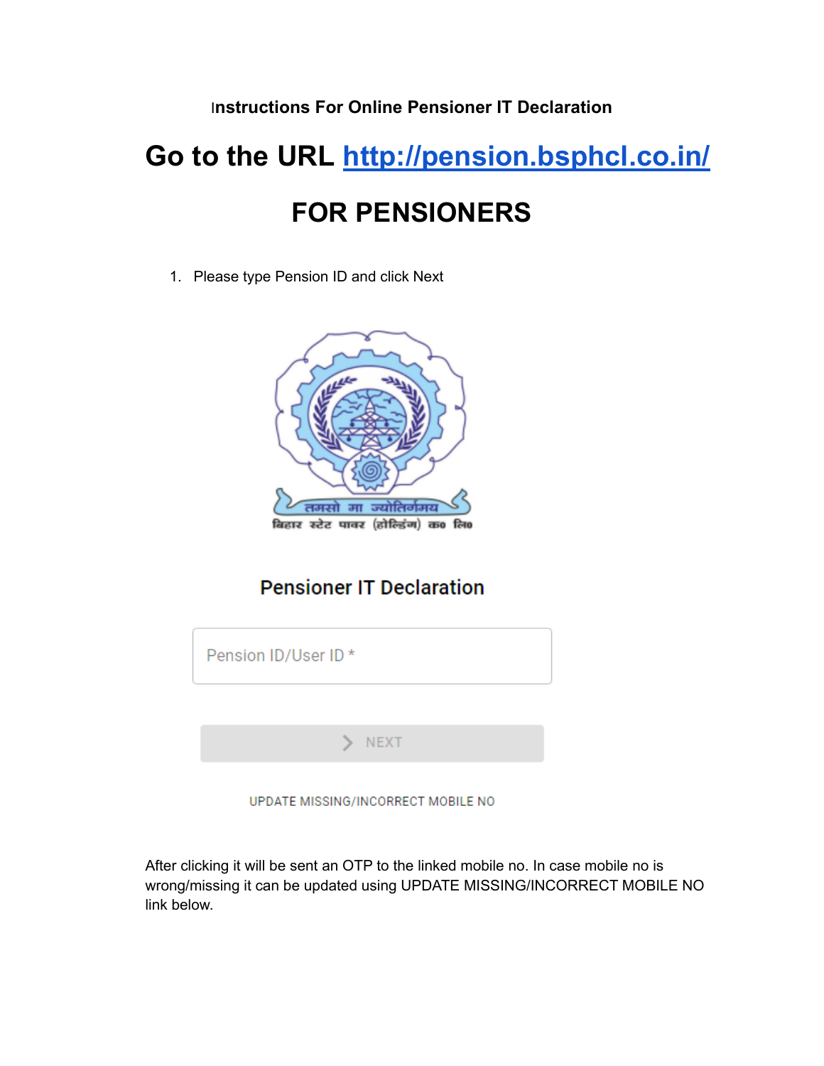**Instructions For Online Pensioner IT Declaration**

# Go to the URL http://pension.bsphcl.co.in/

# FOR PENSIONERS

1. Please type Pension ID and click Next

तमसो मा ज्योतिर्गमय

बिहार स्टेट पावर (होल्डिंग) क० लि०

**Pensioner IT Declaration**

Pension ID/User ID *

NEXT

UPDATE MISSING/INCORRECT MOBILE NO

After clicking it will be sent an OTP to the linked mobile no. In case mobile no is wrong/missing it can be updated using UPDATE MISSING/INCORRECT MOBILE NO link below.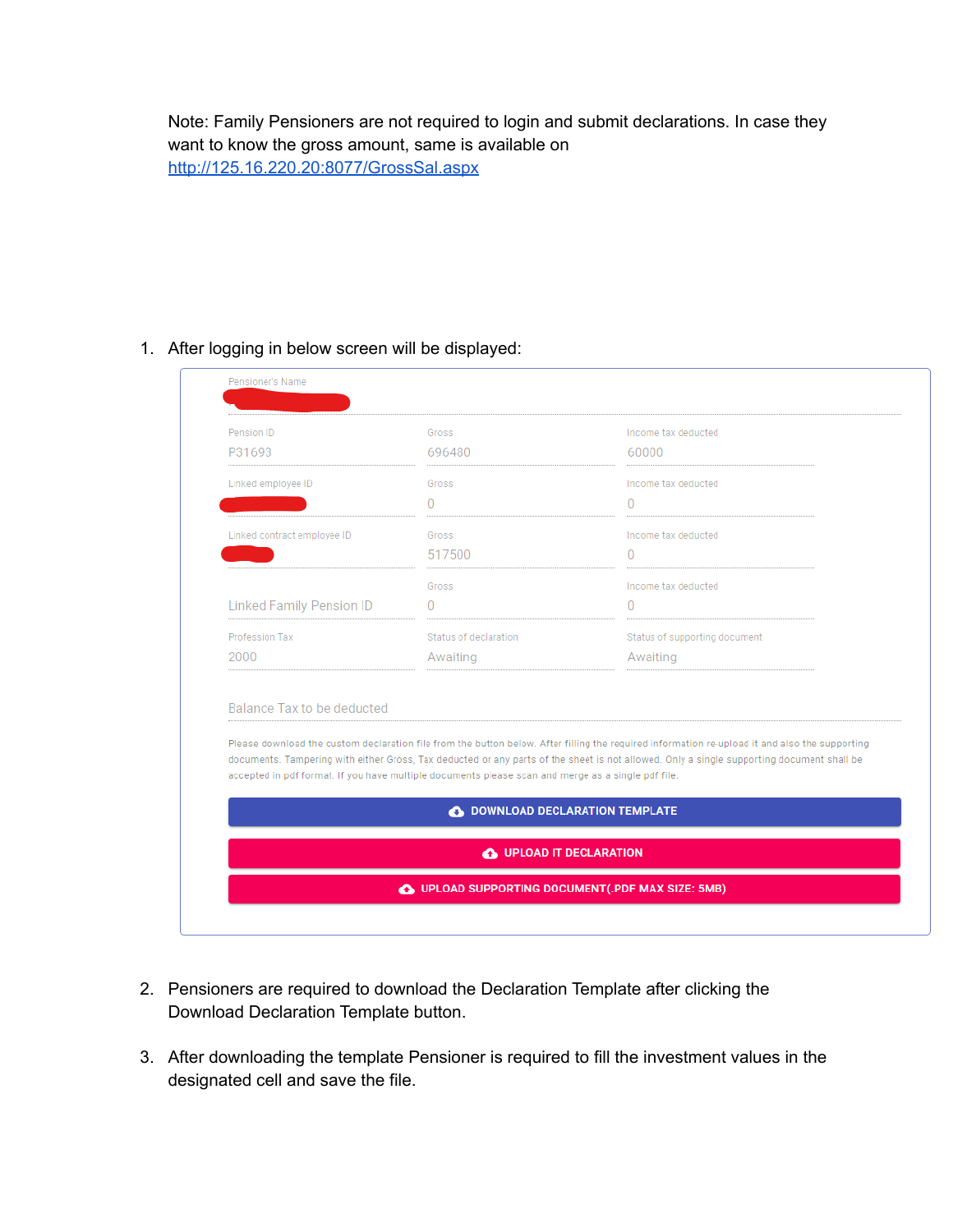Note: Family Pensioners are not required to login and submit declarations. In case they want to know the gross amount, same is available on [http://125.16.220.20:8077/GrossSal.aspx](http://125.16.220.20:8077/GrossSal.aspx)

1. After logging in below screen will be displayed:

Pensioner's Name

| Pension ID | Gross | Income tax deducted |
|---|---|---|
| P31693 | 696480 | 60000 |
| Linked employee ID | Gross | Income tax deducted |
| | 0 | 0 |
| Linked contract employee ID | Gross | Income tax deducted |
| | 517500 | 0 |
| | Gross | Income tax deducted |
| Linked Family Pension ID | 0 | 0 |
| Profession Tax | Status of declaration | Status of supporting document |
| 2000 | Awaiting | Awaiting |

Balance Tax to be deducted

Please download the custom declaration file from the button below. After filling the required information re-upload it and also the supporting documents. Tampering with either Gross, Tax deducted or any parts of the sheet is not allowed. Only a single supporting document shall be accepted in pdf format. If you have multiple documents please scan and merge as a single pdf file.

DOWNLOAD DECLARATION TEMPLATE

UPLOAD IT DECLARATION

UPLOAD SUPPORTING DOCUMENT(.PDF MAX SIZE: 5MB)

2. Pensioners are required to download the Declaration Template after clicking the Download Declaration Template button.

3. After downloading the template Pensioner is required to fill the investment values in the designated cell and save the file.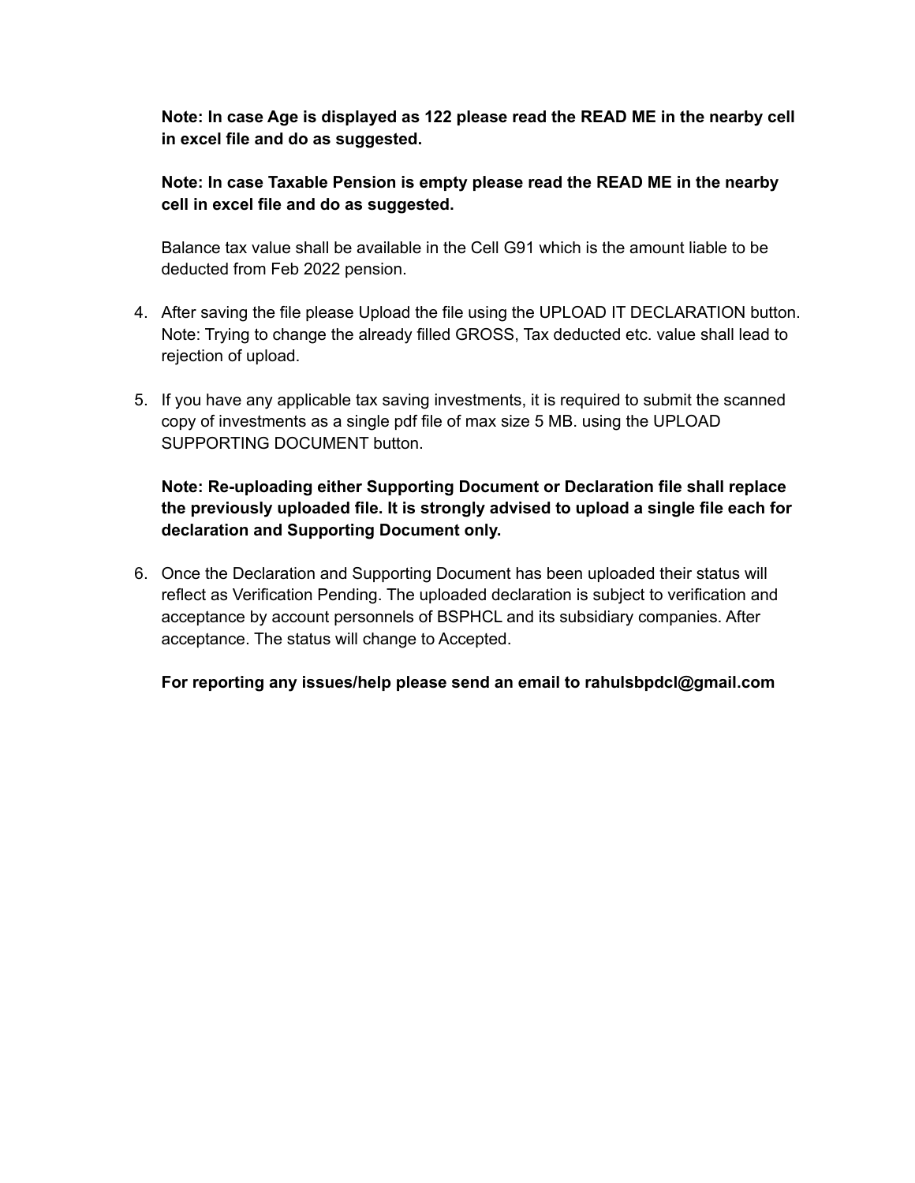**Note: In case Age is displayed as 122 please read the READ ME in the nearby cell in excel file and do as suggested.**

**Note: In case Taxable Pension is empty please read the READ ME in the nearby cell in excel file and do as suggested.**

Balance tax value shall be available in the Cell G91 which is the amount liable to be deducted from Feb 2022 pension.

4. After saving the file please Upload the file using the UPLOAD IT DECLARATION button. Note: Trying to change the already filled GROSS, Tax deducted etc. value shall lead to rejection of upload.

5. If you have any applicable tax saving investments, it is required to submit the scanned copy of investments as a single pdf file of max size 5 MB. using the UPLOAD SUPPORTING DOCUMENT button.

   **Note: Re-uploading either Supporting Document or Declaration file shall replace the previously uploaded file. It is strongly advised to upload a single file each for declaration and Supporting Document only.**

6. Once the Declaration and Supporting Document has been uploaded their status will reflect as Verification Pending. The uploaded declaration is subject to verification and acceptance by account personnels of BSPHCL and its subsidiary companies. After acceptance. The status will change to Accepted.

   **For reporting any issues/help please send an email to rahulsbpdcl@gmail.com**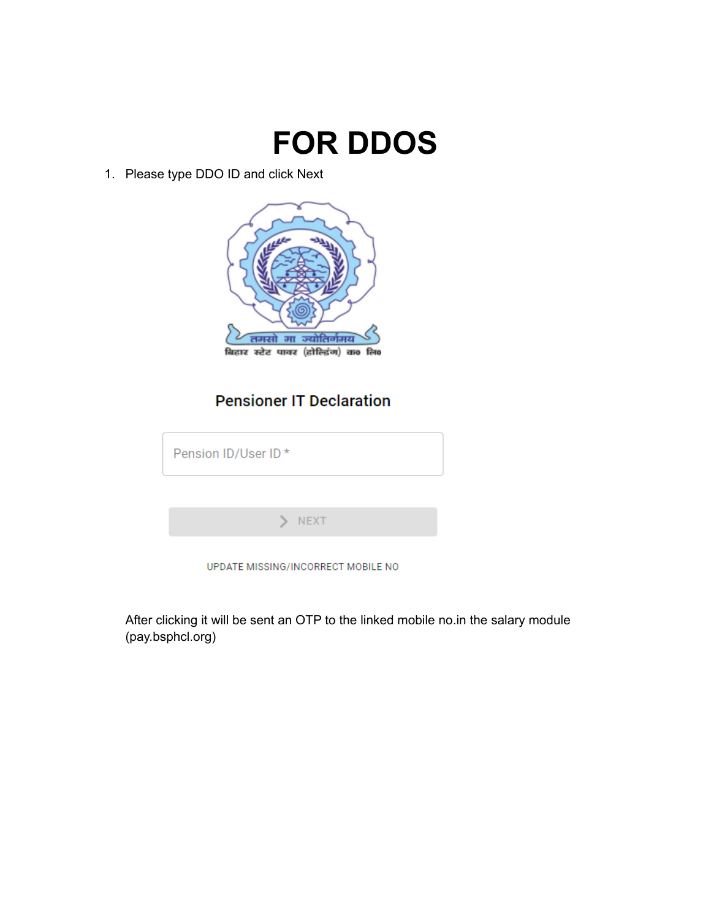# FOR DDOS

1. Please type DDO ID and click Next

तमसो मा ज्योतिर्गमय
बिहार स्टेट पावर (होल्डिंग) क० लि०

**Pensioner IT Declaration**

Pension ID/User ID *

NEXT

UPDATE MISSING/INCORRECT MOBILE NO

After clicking it will be sent an OTP to the linked mobile no.in the salary module (pay.bsphcl.org)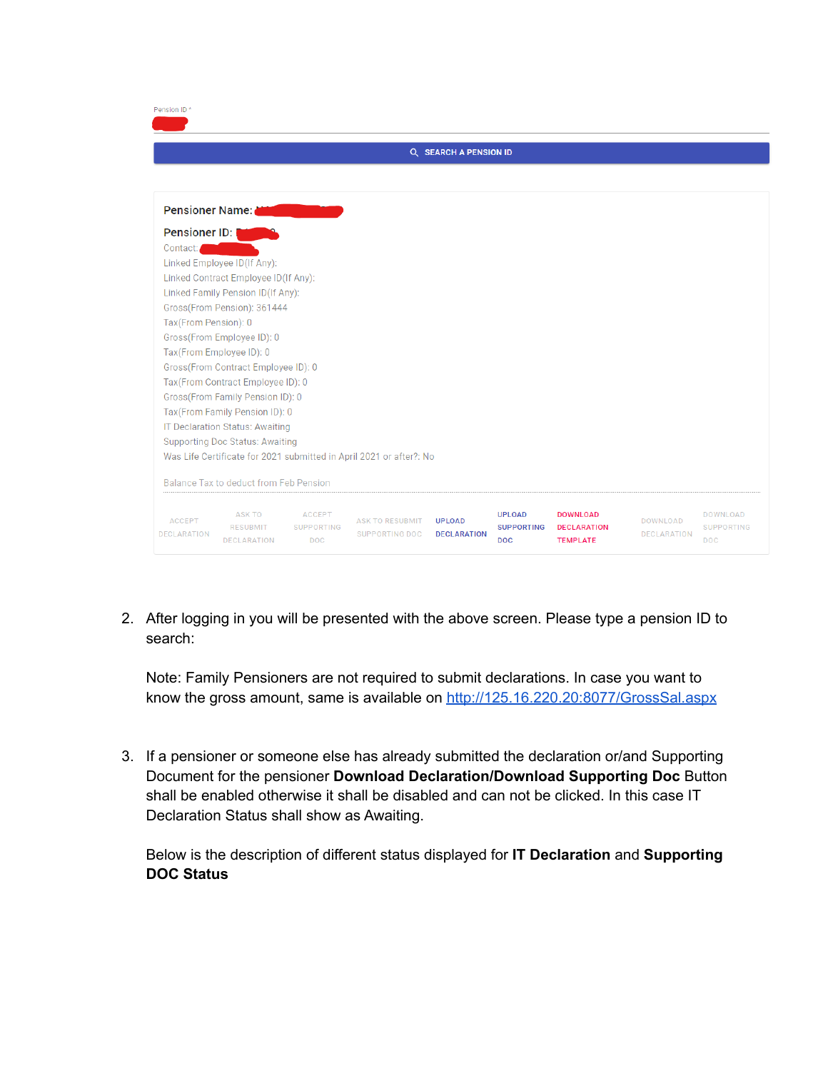Pension ID *

SEARCH A PENSION ID

**Pensioner Name:**

**Pensioner ID:**

Contact:

Linked Employee ID(If Any):

Linked Contract Employee ID(If Any):

Linked Family Pension ID(If Any):

Gross(From Pension): 361444

Tax(From Pension): 0

Gross(From Employee ID): 0

Tax(From Employee ID): 0

Gross(From Contract Employee ID): 0

Tax(From Contract Employee ID): 0

Gross(From Family Pension ID): 0

Tax(From Family Pension ID): 0

IT Declaration Status: Awaiting

Supporting Doc Status: Awaiting

Was Life Certificate for 2021 submitted in April 2021 or after?: No

Balance Tax to deduct from Feb Pension

ACCEPT DECLARATION | ASK TO RESUBMIT DECLARATION | ACCEPT SUPPORTING DOC | ASK TO RESUBMIT SUPPORTING DOC | UPLOAD DECLARATION | UPLOAD SUPPORTING DOC | DOWNLOAD DECLARATION TEMPLATE | DOWNLOAD DECLARATION | DOWNLOAD SUPPORTING DOC

2. After logging in you will be presented with the above screen. Please type a pension ID to search:

   Note: Family Pensioners are not required to submit declarations. In case you want to know the gross amount, same is available on http://125.16.220.20:8077/GrossSal.aspx

3. If a pensioner or someone else has already submitted the declaration or/and Supporting Document for the pensioner **Download Declaration/Download Supporting Doc** Button shall be enabled otherwise it shall be disabled and can not be clicked. In this case IT Declaration Status shall show as Awaiting.

   Below is the description of different status displayed for **IT Declaration** and **Supporting DOC Status**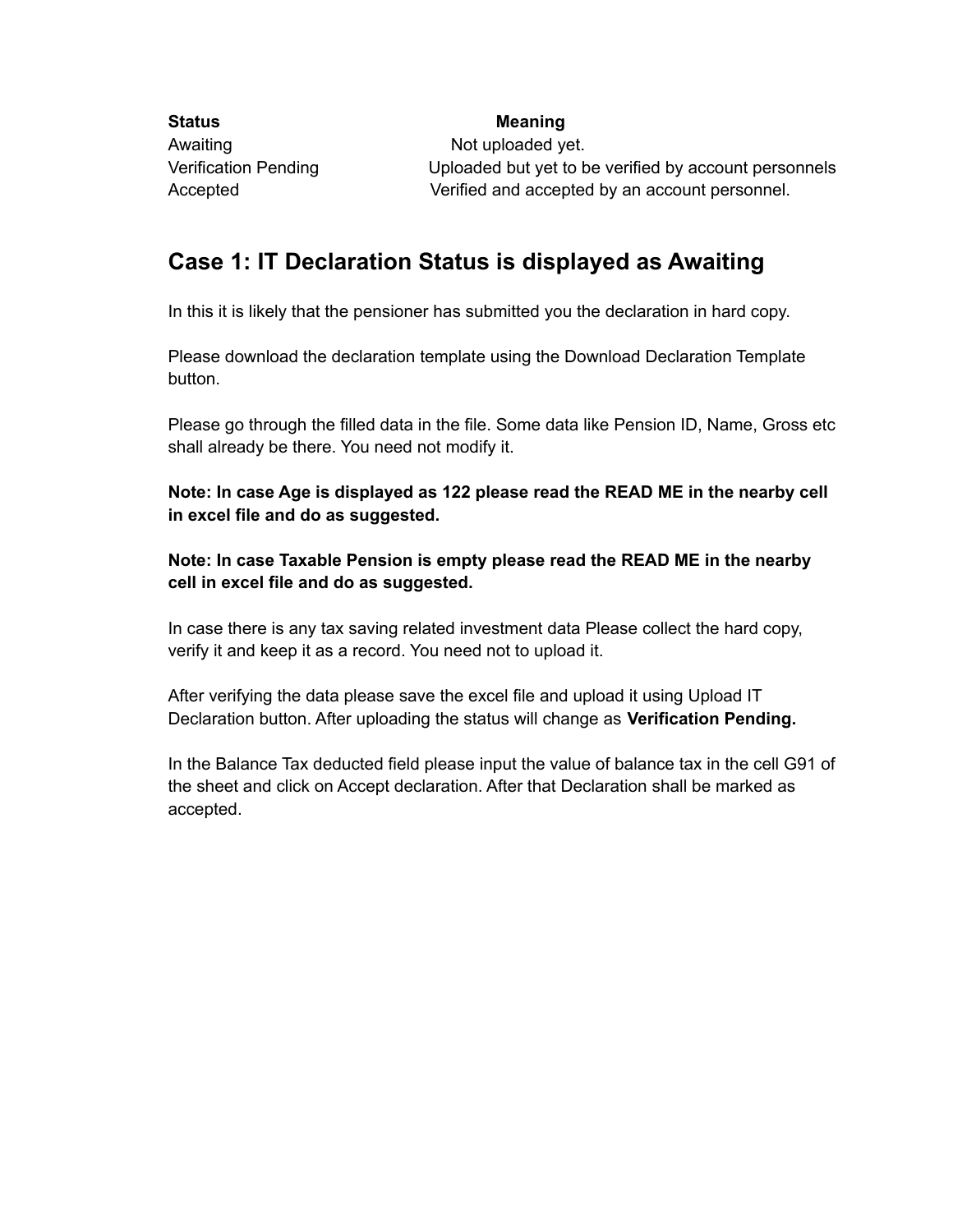| Status | Meaning |
| --- | --- |
| Awaiting | Not uploaded yet. |
| Verification Pending | Uploaded but yet to be verified by account personnels |
| Accepted | Verified and accepted by an account personnel. |

## Case 1: IT Declaration Status is displayed as Awaiting

In this it is likely that the pensioner has submitted you the declaration in hard copy.

Please download the declaration template using the Download Declaration Template button.

Please go through the filled data in the file. Some data like Pension ID, Name, Gross etc shall already be there. You need not modify it.

**Note: In case Age is displayed as 122 please read the READ ME in the nearby cell in excel file and do as suggested.**

**Note: In case Taxable Pension is empty please read the READ ME in the nearby cell in excel file and do as suggested.**

In case there is any tax saving related investment data Please collect the hard copy, verify it and keep it as a record. You need not to upload it.

After verifying the data please save the excel file and upload it using Upload IT Declaration button. After uploading the status will change as **Verification Pending.**

In the Balance Tax deducted field please input the value of balance tax in the cell G91 of the sheet and click on Accept declaration. After that Declaration shall be marked as accepted.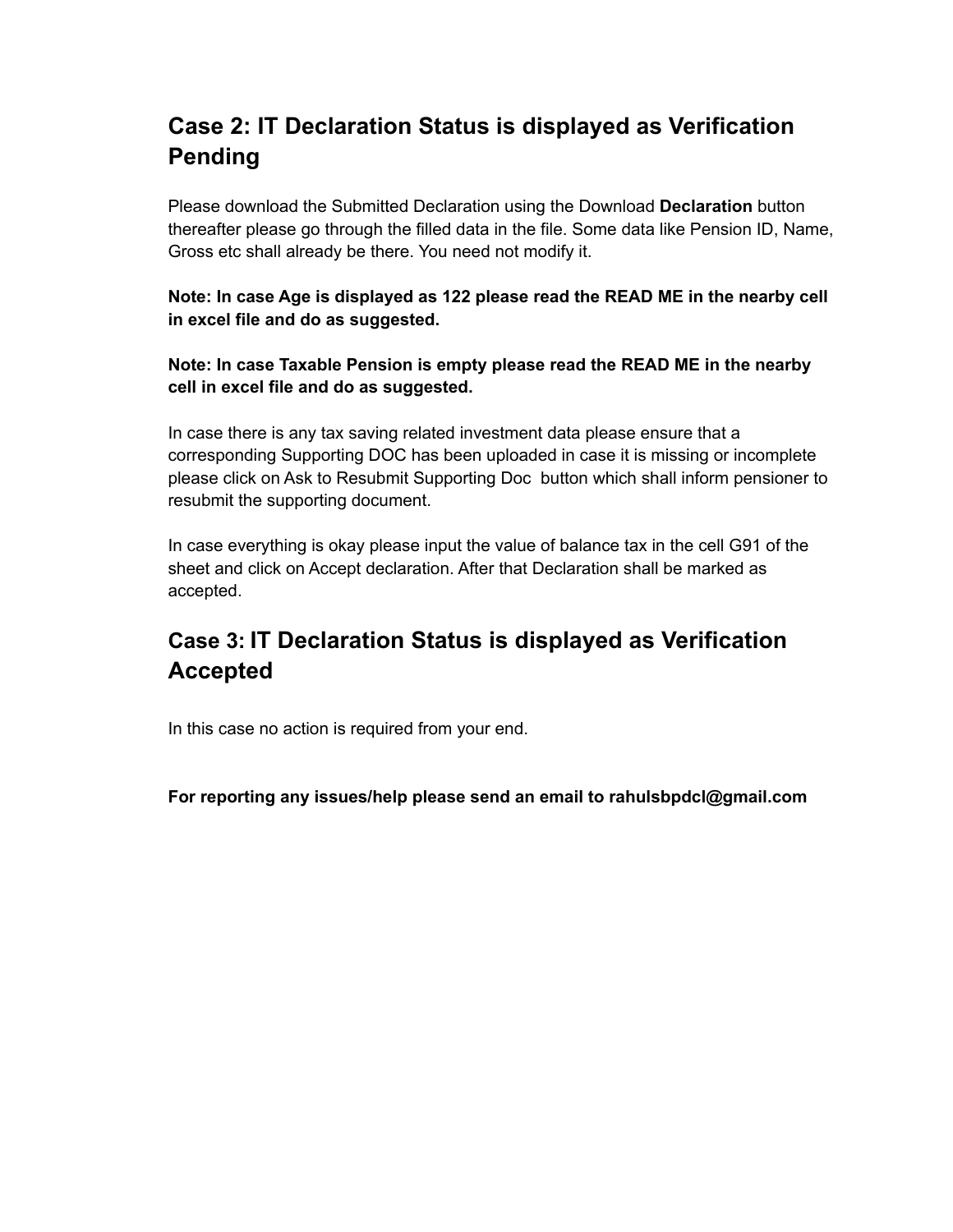## Case 2: IT Declaration Status is displayed as Verification Pending

Please download the Submitted Declaration using the Download **Declaration** button thereafter please go through the filled data in the file. Some data like Pension ID, Name, Gross etc shall already be there. You need not modify it.

**Note: In case Age is displayed as 122 please read the READ ME in the nearby cell in excel file and do as suggested.**

**Note: In case Taxable Pension is empty please read the READ ME in the nearby cell in excel file and do as suggested.**

In case there is any tax saving related investment data please ensure that a corresponding Supporting DOC has been uploaded in case it is missing or incomplete please click on Ask to Resubmit Supporting Doc  button which shall inform pensioner to resubmit the supporting document.

In case everything is okay please input the value of balance tax in the cell G91 of the sheet and click on Accept declaration. After that Declaration shall be marked as accepted.

## Case 3: IT Declaration Status is displayed as Verification Accepted

In this case no action is required from your end.

**For reporting any issues/help please send an email to rahulsbpdcl@gmail.com**